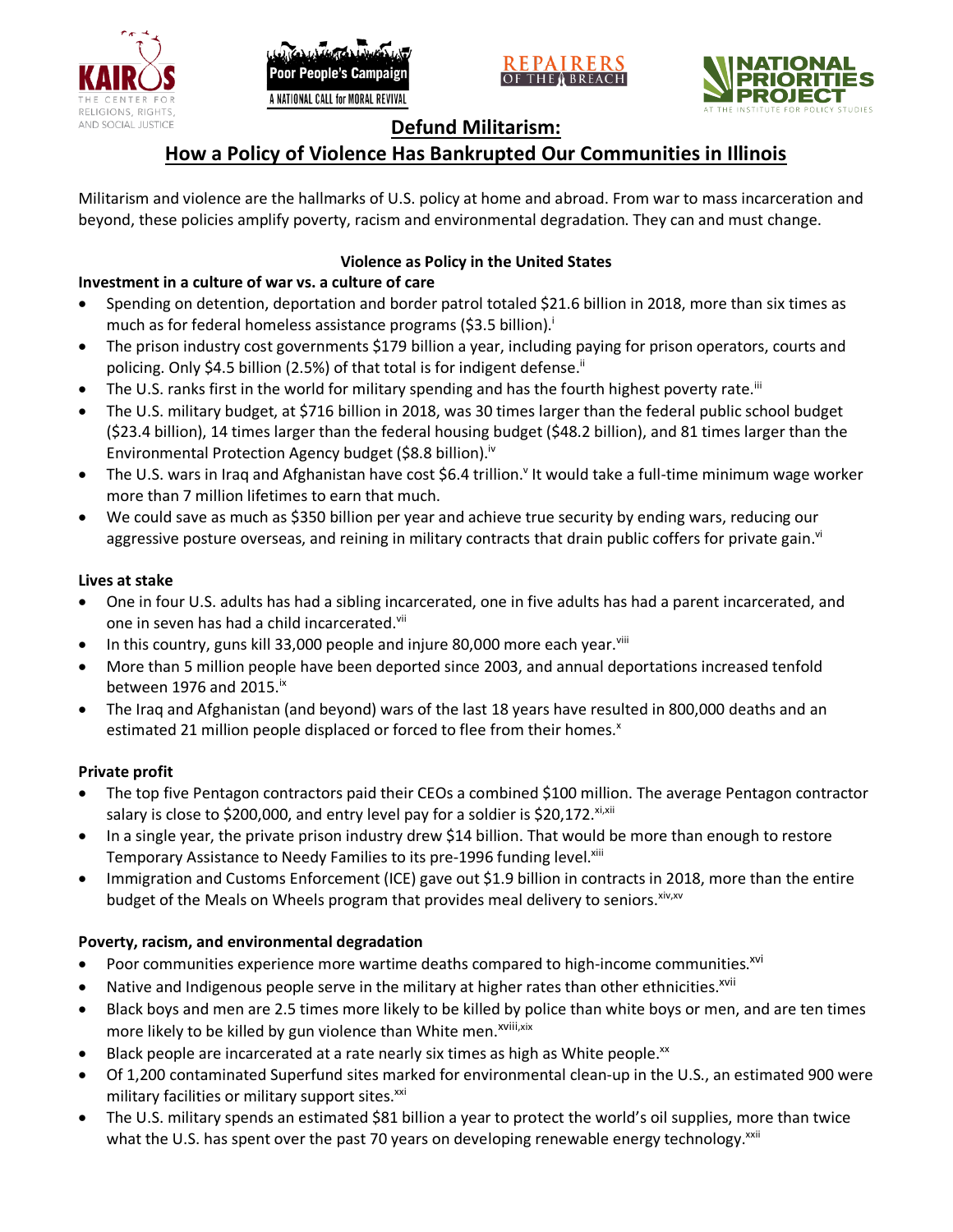# Defund Militarism:
# How a Policy of Violence Has Bankrupted Our Communities in Illinois

Militarism and violence are the hallmarks of U.S. policy at home and abroad. From war to mass incarceration and beyond, these policies amplify poverty, racism and environmental degradation. They can and must change.

## Violence as Policy in the United States

### Investment in a culture of war vs. a culture of care

- Spending on detention, deportation and border patrol totaled $21.6 billion in 2018, more than six times as much as for federal homeless assistance programs ($3.5 billion).[i]
- The prison industry cost governments $179 billion a year, including paying for prison operators, courts and policing. Only $4.5 billion (2.5%) of that total is for indigent defense.[ii]
- The U.S. ranks first in the world for military spending and has the fourth highest poverty rate.[iii]
- The U.S. military budget, at $716 billion in 2018, was 30 times larger than the federal public school budget ($23.4 billion), 14 times larger than the federal housing budget ($48.2 billion), and 81 times larger than the Environmental Protection Agency budget ($8.8 billion).[iv]
- The U.S. wars in Iraq and Afghanistan have cost $6.4 trillion.[v] It would take a full-time minimum wage worker more than 7 million lifetimes to earn that much.
- We could save as much as $350 billion per year and achieve true security by ending wars, reducing our aggressive posture overseas, and reining in military contracts that drain public coffers for private gain.[vi]

### Lives at stake

- One in four U.S. adults has had a sibling incarcerated, one in five adults has had a parent incarcerated, and one in seven has had a child incarcerated.[vii]
- In this country, guns kill 33,000 people and injure 80,000 more each year.[viii]
- More than 5 million people have been deported since 2003, and annual deportations increased tenfold between 1976 and 2015.[ix]
- The Iraq and Afghanistan (and beyond) wars of the last 18 years have resulted in 800,000 deaths and an estimated 21 million people displaced or forced to flee from their homes.[x]

### Private profit

- The top five Pentagon contractors paid their CEOs a combined $100 million. The average Pentagon contractor salary is close to $200,000, and entry level pay for a soldier is $20,172.[xi,xii]
- In a single year, the private prison industry drew $14 billion. That would be more than enough to restore Temporary Assistance to Needy Families to its pre-1996 funding level.[xiii]
- Immigration and Customs Enforcement (ICE) gave out $1.9 billion in contracts in 2018, more than the entire budget of the Meals on Wheels program that provides meal delivery to seniors.[xiv,xv]

### Poverty, racism, and environmental degradation

- Poor communities experience more wartime deaths compared to high-income communities.[xvi]
- Native and Indigenous people serve in the military at higher rates than other ethnicities.[xvii]
- Black boys and men are 2.5 times more likely to be killed by police than white boys or men, and are ten times more likely to be killed by gun violence than White men.[xviii,xix]
- Black people are incarcerated at a rate nearly six times as high as White people.[xx]
- Of 1,200 contaminated Superfund sites marked for environmental clean-up in the U.S., an estimated 900 were military facilities or military support sites.[xxi]
- The U.S. military spends an estimated $81 billion a year to protect the world's oil supplies, more than twice what the U.S. has spent over the past 70 years on developing renewable energy technology.[xxii]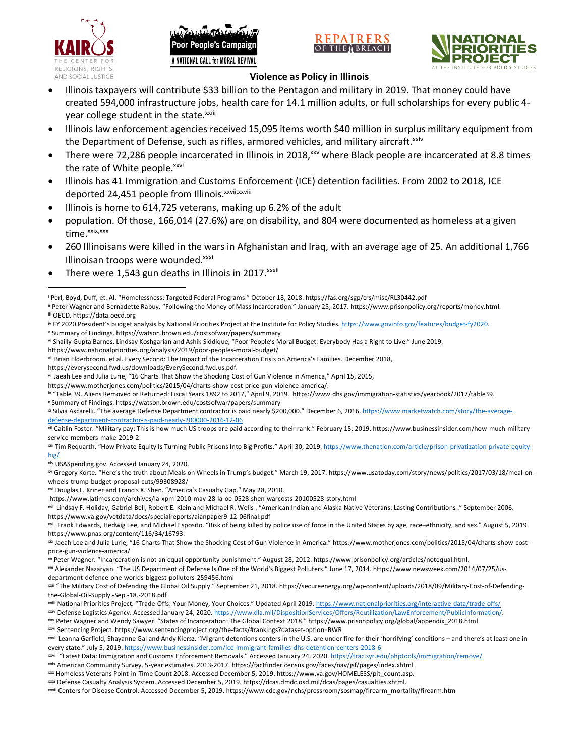## Violence as Policy in Illinois

- Illinois taxpayers will contribute $33 billion to the Pentagon and military in 2019. That money could have created 594,000 infrastructure jobs, health care for 14.1 million adults, or full scholarships for every public 4-year college student in the state.[xxiii]
- Illinois law enforcement agencies received 15,095 items worth $40 million in surplus military equipment from the Department of Defense, such as rifles, armored vehicles, and military aircraft.[xxiv]
- There were 72,286 people incarcerated in Illinois in 2018,[xxv] where Black people are incarcerated at 8.8 times the rate of White people.[xxvi]
- Illinois has 41 Immigration and Customs Enforcement (ICE) detention facilities. From 2002 to 2018, ICE deported 24,451 people from Illinois.[xxvii,xxviii]
- Illinois is home to 614,725 veterans, making up 6.2% of the adult
- population. Of those, 166,014 (27.6%) are on disability, and 804 were documented as homeless at a given time.[xxix,xxx]
- 260 Illinoisans were killed in the wars in Afghanistan and Iraq, with an average age of 25. An additional 1,766 Illinoisan troops were wounded.[xxxi]
- There were 1,543 gun deaths in Illinois in 2017.[xxxii]

---

[i] Perl, Boyd, Duff, et. Al. "Homelessness: Targeted Federal Programs." October 18, 2018. https://fas.org/sgp/crs/misc/RL30442.pdf

[ii] Peter Wagner and Bernadette Rabuy. "Following the Money of Mass Incarceration." January 25, 2017. https://www.prisonpolicy.org/reports/money.html.

[iii] OECD. https://data.oecd.org

[iv] FY 2020 President's budget analysis by National Priorities Project at the Institute for Policy Studies. https://www.govinfo.gov/features/budget-fy2020.

[v] Summary of Findings. https://watson.brown.edu/costsofwar/papers/summary

[vi] Shailly Gupta Barnes, Lindsay Koshgarian and Ashik Siddique, "Poor People's Moral Budget: Everybody Has a Right to Live." June 2019. https://www.nationalpriorities.org/analysis/2019/poor-peoples-moral-budget/

[vii] Brian Elderbroom, et al. Every Second: The Impact of the Incarceration Crisis on America's Families. December 2018, https://everysecond.fwd.us/downloads/EverySecond.fwd.us.pdf.

[viii] Jaeah Lee and Julia Lurie, "16 Charts That Show the Shocking Cost of Gun Violence in America," April 15, 2015, https://www.motherjones.com/politics/2015/04/charts-show-cost-price-gun-violence-america/.

[ix] "Table 39. Aliens Removed or Returned: Fiscal Years 1892 to 2017," April 9, 2019. https://www.dhs.gov/immigration-statistics/yearbook/2017/table39.

[x] Summary of Findings. https://watson.brown.edu/costsofwar/papers/summary

[xi] Silvia Ascarelli. "The average Defense Department contractor is paid nearly $200,000." December 6, 2016. https://www.marketwatch.com/story/the-average-defense-department-contractor-is-paid-nearly-200000-2016-12-06

[xii] Caitlin Foster. "Military pay: This is how much US troops are paid according to their rank." February 15, 2019. https://www.businessinsider.com/how-much-military-service-members-make-2019-2

[xiii] Tim Requarth. "How Private Equity Is Turning Public Prisons Into Big Profits." April 30, 2019. https://www.thenation.com/article/prison-privatization-private-equity-hig/

[xiv] USASpending.gov. Accessed January 24, 2020.

[xv] Gregory Korte. "Here's the truth about Meals on Wheels in Trump's budget." March 19, 2017. https://www.usatoday.com/story/news/politics/2017/03/18/meal-on-wheels-trump-budget-proposal-cuts/99308928/

[xvi] Douglas L. Kriner and Francis X. Shen. "America's Casualty Gap." May 28, 2010. https://www.latimes.com/archives/la-xpm-2010-may-28-la-oe-0528-shen-warcosts-20100528-story.html

[xvii] Lindsay F. Holiday, Gabriel Bell, Robert E. Klein and Michael R. Wells . "American Indian and Alaska Native Veterans: Lasting Contributions ." September 2006. https://www.va.gov/vetdata/docs/specialreports/aianpaper9-12-06final.pdf

[xviii] Frank Edwards, Hedwig Lee, and Michael Esposito. "Risk of being killed by police use of force in the United States by age, race–ethnicity, and sex." August 5, 2019. https://www.pnas.org/content/116/34/16793.

[xix] Jaeah Lee and Julia Lurie, "16 Charts That Show the Shocking Cost of Gun Violence in America." https://www.motherjones.com/politics/2015/04/charts-show-cost-price-gun-violence-america/

[xx] Peter Wagner. "Incarceration is not an equal opportunity punishment." August 28, 2012. https://www.prisonpolicy.org/articles/notequal.html.

[xxi] Alexander Nazaryan. "The US Department of Defense Is One of the World's Biggest Polluters." June 17, 2014. https://www.newsweek.com/2014/07/25/us-department-defence-one-worlds-biggest-polluters-259456.html

[xxii] "The Military Cost of Defending the Global Oil Supply." September 21, 2018. https://secureenergy.org/wp-content/uploads/2018/09/Military-Cost-of-Defending-the-Global-Oil-Supply.-Sep.-18.-2018.pdf

[xxiii] National Priorities Project. "Trade-Offs: Your Money, Your Choices." Updated April 2019. https://www.nationalpriorities.org/interactive-data/trade-offs/

[xxiv] Defense Logistics Agency. Accessed January 24, 2020. https://www.dla.mil/DispositionServices/Offers/Reutilization/LawEnforcement/PublicInformation/.

[xxv] Peter Wagner and Wendy Sawyer. "States of Incarceration: The Global Context 2018." https://www.prisonpolicy.org/global/appendix_2018.html

[xxvi] Sentencing Project. https://www.sentencingproject.org/the-facts/#rankings?dataset-option=BWR

[xxvii] Leanna Garfield, Shayanne Gal and Andy Kiersz. "Migrant detentions centers in the U.S. are under fire for their 'horrifying' conditions – and there's at least one in every state." July 5, 2019. https://www.businessinsider.com/ice-immigrant-families-dhs-detention-centers-2018-6

[xxviii] "Latest Data: Immigration and Customs Enforcement Removals." Accessed January 24, 2020. https://trac.syr.edu/phptools/immigration/remove/

[xxix] American Community Survey, 5-year estimates, 2013-2017. https://factfinder.census.gov/faces/nav/jsf/pages/index.xhtml

[xxx] Homeless Veterans Point-in-Time Count 2018. Accessed December 5, 2019. https://www.va.gov/HOMELESS/pit_count.asp.

[xxxi] Defense Casualty Analysis System. Accessed December 5, 2019. https://dcas.dmdc.osd.mil/dcas/pages/casualties.xhtml.

[xxxii] Centers for Disease Control. Accessed December 5, 2019. https://www.cdc.gov/nchs/pressroom/sosmap/firearm_mortality/firearm.htm